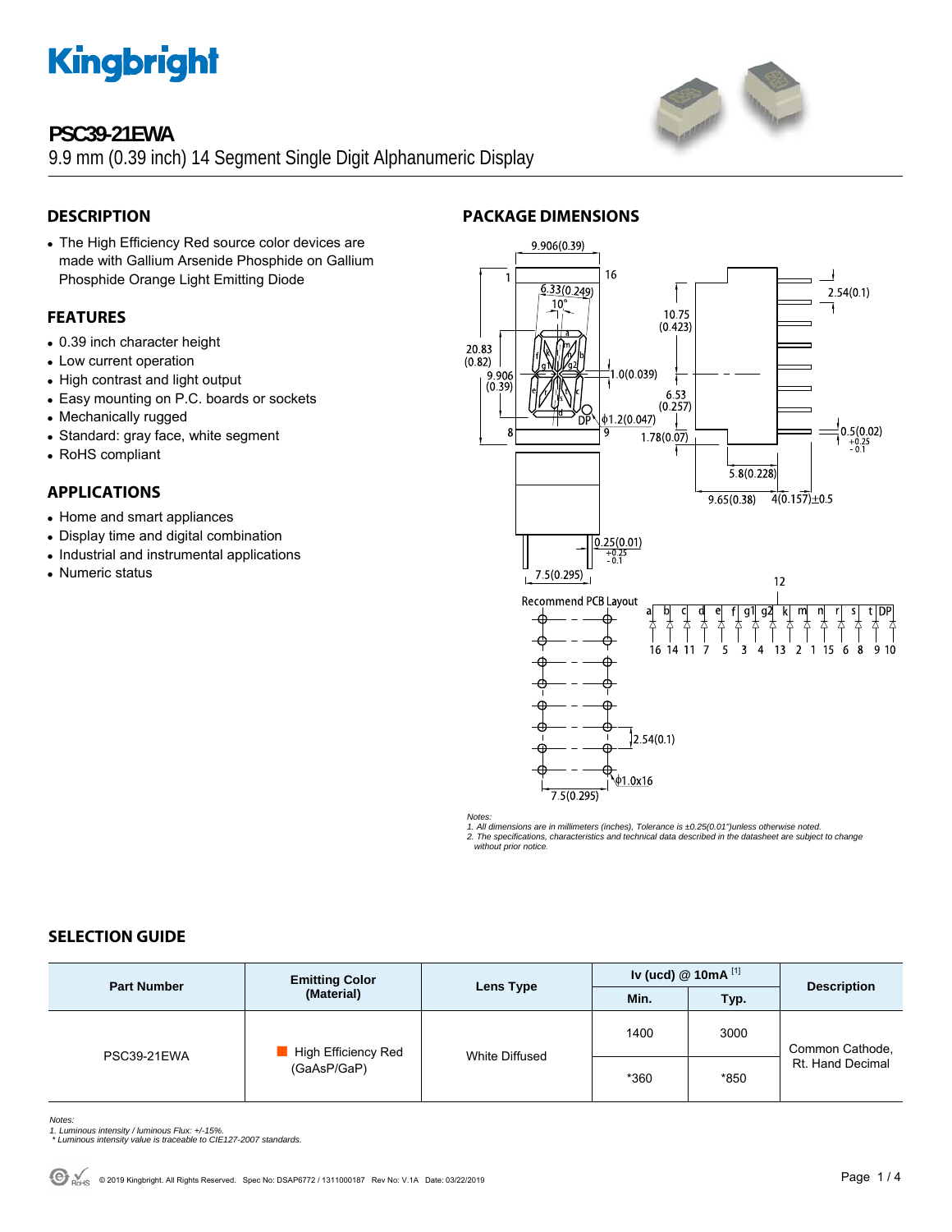# PSC39-21EWA

9.9 mm (0.39 inch) 14 Segment Single Digit Alphanumeric Display

## DESCRIPTION

- The High Efficiency Red source color devices are made with Gallium Arsenide Phosphide on Gallium Phosphide Orange Light Emitting Diode

## FEATURES

- 0.39 inch character height
- Low current operation
- High contrast and light output
- Easy mounting on P.C. boards or sockets
- Mechanically rugged
- Standard: gray face, white segment
- RoHS compliant

## APPLICATIONS

- Home and smart appliances
- Display time and digital combination
- Industrial and instrumental applications
- Numeric status

## PACKAGE DIMENSIONS

*Notes:*
*1. All dimensions are in millimeters (inches), Tolerance is ±0.25(0.01")unless otherwise noted.*
*2. The specifications, characteristics and technical data described in the datasheet are subject to change without prior notice.*

## SELECTION GUIDE

| Part Number | Emitting Color (Material) | Lens Type | Iv (ucd) @ 10mA [1] | | Description |
|---|---|---|---|---|---|
| | | | Min. | Typ. | |
| PSC39-21EWA | High Efficiency Red (GaAsP/GaP) | White Diffused | 1400 | 3000 | Common Cathode, Rt. Hand Decimal |
| | | | *360 | *850 | |

*Notes:*
*1. Luminous intensity / luminous Flux: +/-15%.*
*\* Luminous intensity value is traceable to CIE127-2007 standards.*

© 2019 Kingbright. All Rights Reserved. Spec No: DSAP6772 / 1311000187 Rev No: V.1A Date: 03/22/2019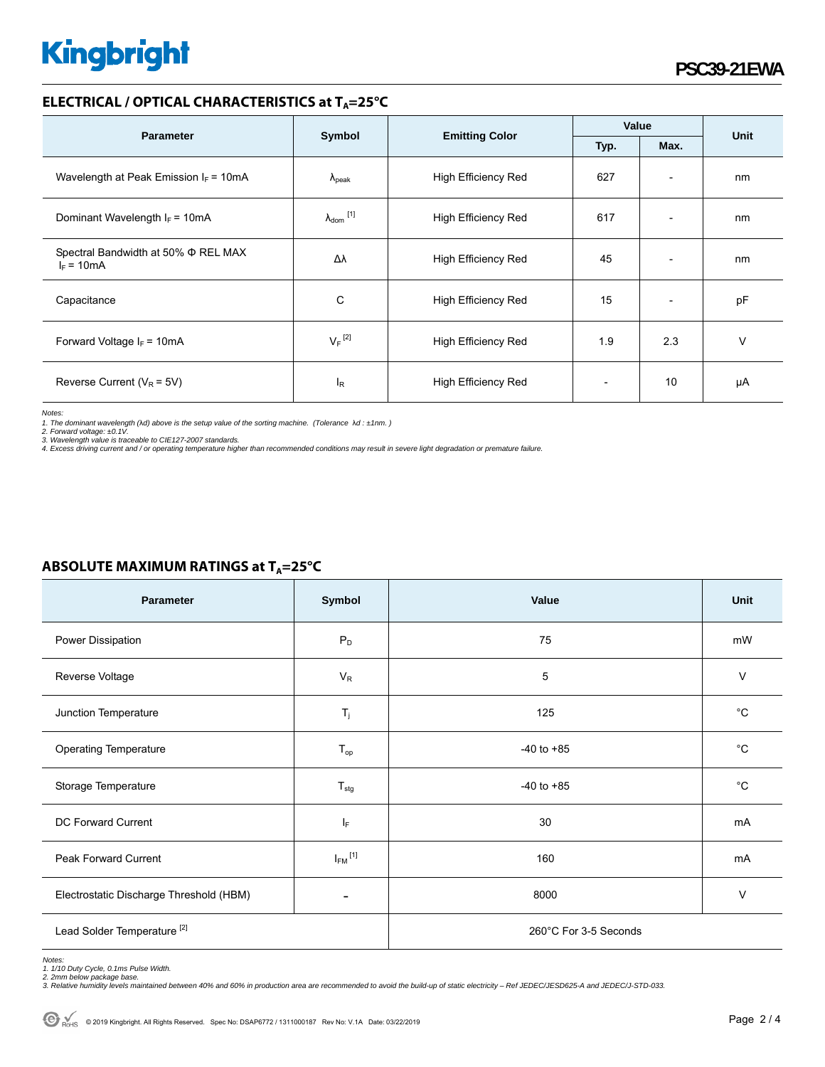## ELECTRICAL / OPTICAL CHARACTERISTICS at $T_A$=25°C

| Parameter | Symbol | Emitting Color | Value | | Unit |
|---|---|---|---|---|---|
| | | | Typ. | Max. | |
| Wavelength at Peak Emission $I_F$ = 10mA | $\lambda_{peak}$ | High Efficiency Red | 627 | - | nm |
| Dominant Wavelength $I_F$ = 10mA | $\lambda_{dom}$ [1] | High Efficiency Red | 617 | - | nm |
| Spectral Bandwidth at 50% Φ REL MAX $I_F$ = 10mA | Δλ | High Efficiency Red | 45 | - | nm |
| Capacitance | C | High Efficiency Red | 15 | - | pF |
| Forward Voltage $I_F$ = 10mA | $V_F$ [2] | High Efficiency Red | 1.9 | 2.3 | V |
| Reverse Current ($V_R$ = 5V) | $I_R$ | High Efficiency Red | - | 10 | μA |

*Notes:*
*1. The dominant wavelength (λd) above is the setup value of the sorting machine. (Tolerance λd : ±1nm. )*
*2. Forward voltage: ±0.1V.*
*3. Wavelength value is traceable to CIE127-2007 standards.*
*4. Excess driving current and / or operating temperature higher than recommended conditions may result in severe light degradation or premature failure.*

## ABSOLUTE MAXIMUM RATINGS at $T_A$=25°C

| Parameter | Symbol | Value | Unit |
|---|---|---|---|
| Power Dissipation | $P_D$ | 75 | mW |
| Reverse Voltage | $V_R$ | 5 | V |
| Junction Temperature | $T_j$ | 125 | °C |
| Operating Temperature | $T_{op}$ | -40 to +85 | °C |
| Storage Temperature | $T_{stg}$ | -40 to +85 | °C |
| DC Forward Current | $I_F$ | 30 | mA |
| Peak Forward Current | $I_{FM}$ [1] | 160 | mA |
| Electrostatic Discharge Threshold (HBM) | - | 8000 | V |
| Lead Solder Temperature [2] | | 260°C For 3-5 Seconds | |

*Notes:*
*1. 1/10 Duty Cycle, 0.1ms Pulse Width.*
*2. 2mm below package base.*
*3. Relative humidity levels maintained between 40% and 60% in production area are recommended to avoid the build-up of static electricity – Ref JEDEC/JESD625-A and JEDEC/J-STD-033.*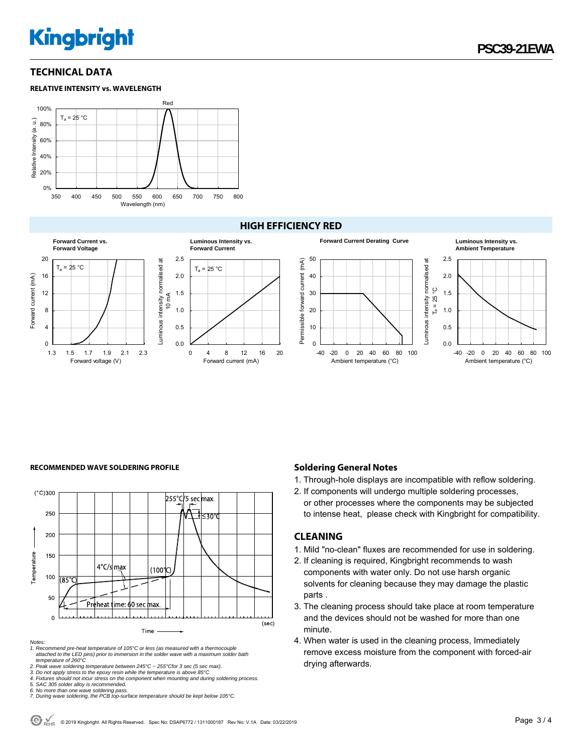## TECHNICAL DATA

### RELATIVE INTENSITY vs. WAVELENGTH

## HIGH EFFICIENCY RED

### RECOMMENDED WAVE SOLDERING PROFILE

*Notes:*

*1. Recommend pre-heat temperature of 105°C or less (as measured with a thermocouple attached to the LED pins) prior to immersion in the solder wave with a maximum solder bath temperature of 260°C*

*2. Peak wave soldering temperature between 245°C ~ 255°Cfor 3 sec (5 sec max).*

*3. Do not apply stress to the epoxy resin while the temperature is above 85°C.*

*4. Fixtures should not incur stress on the component when mounting and during soldering process.*

*5. SAC 305 solder alloy is recommended.*

*6. No more than one wave soldering pass.*

*7. During wave soldering, the PCB top-surface temperature should be kept below 105°C.*

### Soldering General Notes

1. Through-hole displays are incompatible with reflow soldering.
2. If components will undergo multiple soldering processes, or other processes where the components may be subjected to intense heat, please check with Kingbright for compatibility.

## CLEANING

1. Mild "no-clean" fluxes are recommended for use in soldering.
2. If cleaning is required, Kingbright recommends to wash components with water only. Do not use harsh organic solvents for cleaning because they may damage the plastic parts .
3. The cleaning process should take place at room temperature and the devices should not be washed for more than one minute.
4. When water is used in the cleaning process, Immediately remove excess moisture from the component with forced-air drying afterwards.

© 2019 Kingbright. All Rights Reserved. Spec No: DSAP6772 / 1311000187 Rev No: V.1A Date: 03/22/2019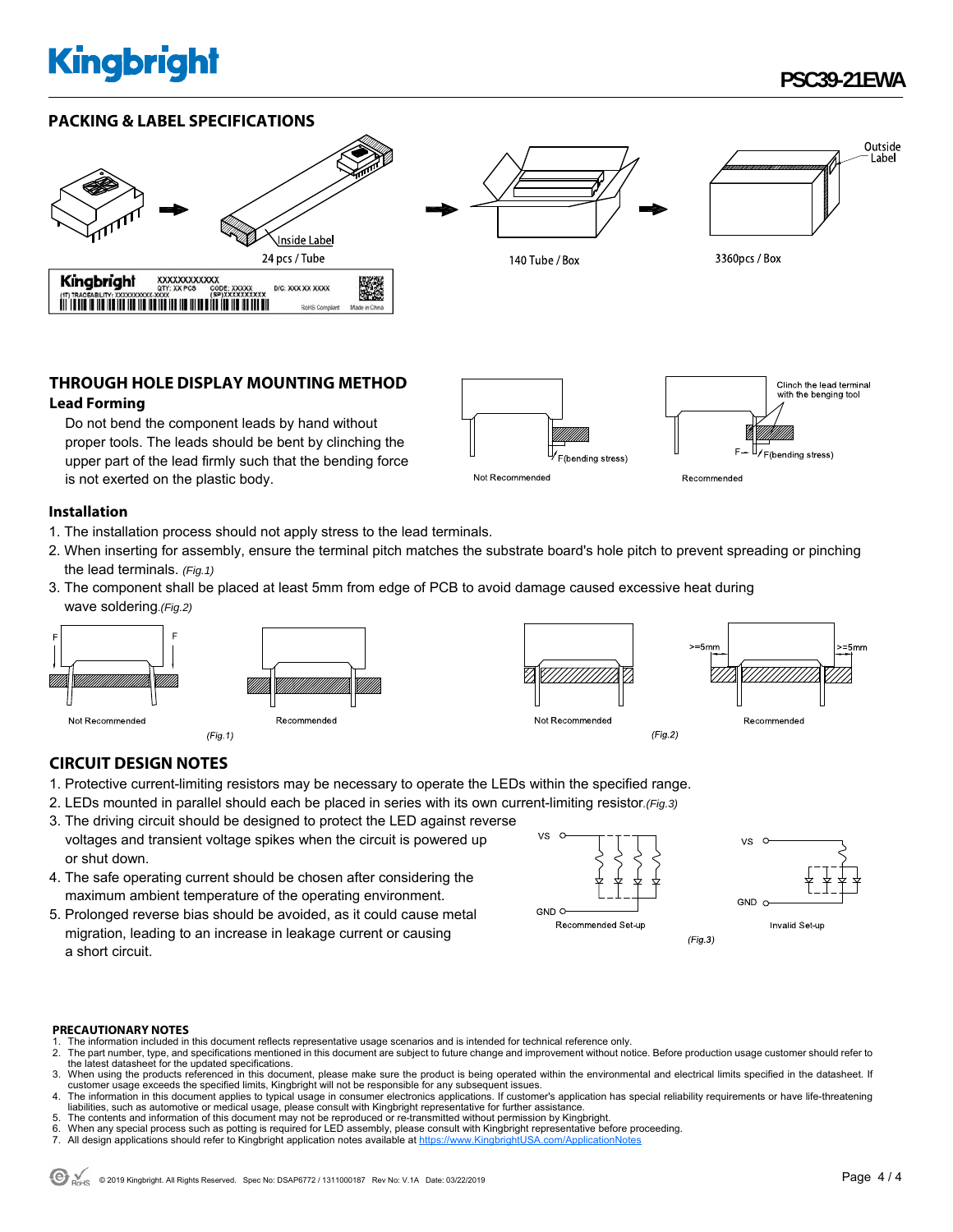## PACKING & LABEL SPECIFICATIONS

Inside Label

24 pcs / Tube

140 Tube / Box

Outside Label

3360pcs / Box

## THROUGH HOLE DISPLAY MOUNTING METHOD

### Lead Forming

Do not bend the component leads by hand without proper tools. The leads should be bent by clinching the upper part of the lead firmly such that the bending force is not exerted on the plastic body.

F(bending stress)

Not Recommended

Clinch the lead terminal with the benging tool

F

F(bending stress)

Recommended

### Installation

1. The installation process should not apply stress to the lead terminals.
2. When inserting for assembly, ensure the terminal pitch matches the substrate board's hole pitch to prevent spreading or pinching the lead terminals. *(Fig.1)*
3. The component shall be placed at least 5mm from edge of PCB to avoid damage caused excessive heat during wave soldering.*(Fig.2)*

F F

Not Recommended

Recommended

*(Fig.1)*

Not Recommended

>=5mm >=5mm

Recommended

*(Fig.2)*

## CIRCUIT DESIGN NOTES

1. Protective current-limiting resistors may be necessary to operate the LEDs within the specified range.
2. LEDs mounted in parallel should each be placed in series with its own current-limiting resistor.*(Fig.3)*
3. The driving circuit should be designed to protect the LED against reverse voltages and transient voltage spikes when the circuit is powered up or shut down.
4. The safe operating current should be chosen after considering the maximum ambient temperature of the operating environment.
5. Prolonged reverse bias should be avoided, as it could cause metal migration, leading to an increase in leakage current or causing a short circuit.

VS

GND

Recommended Set-up

VS

GND

Invalid Set-up

*(Fig.3)*

#### PRECAUTIONARY NOTES

1. The information included in this document reflects representative usage scenarios and is intended for technical reference only.
2. The part number, type, and specifications mentioned in this document are subject to future change and improvement without notice. Before production usage customer should refer to the latest datasheet for the updated specifications.
3. When using the products referenced in this document, please make sure the product is being operated within the environmental and electrical limits specified in the datasheet. If customer usage exceeds the specified limits, Kingbright will not be responsible for any subsequent issues.
4. The information in this document applies to typical usage in consumer electronics applications. If customer's application has special reliability requirements or have life-threatening liabilities, such as automotive or medical usage, please consult with Kingbright representative for further assistance.
5. The contents and information of this document may not be reproduced or re-transmitted without permission by Kingbright.
6. When any special process such as potting is required for LED assembly, please consult with Kingbright representative before proceeding.
7. All design applications should refer to Kingbright application notes available at https://www.KingbrightUSA.com/ApplicationNotes

© 2019 Kingbright. All Rights Reserved. Spec No: DSAP6772 / 1311000187 Rev No: V.1A Date: 03/22/2019